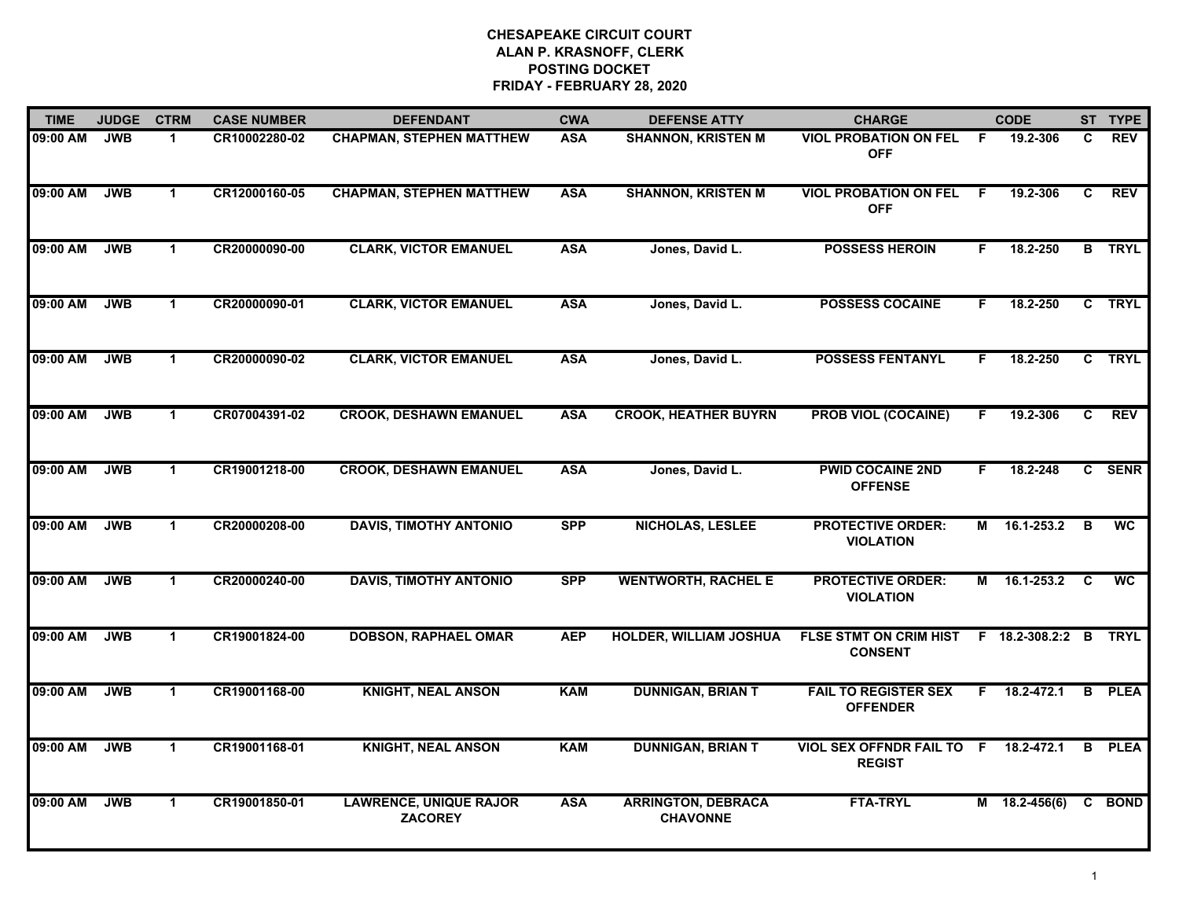**CHESAPEAKE CIRCUIT COURT**
**ALAN P. KRASNOFF, CLERK**
**POSTING DOCKET**
**FRIDAY - FEBRUARY 28, 2020**

| TIME | JUDGE | CTRM | CASE NUMBER | DEFENDANT | CWA | DEFENSE ATTY | CHARGE | | CODE | ST | TYPE |
|---|---|---|---|---|---|---|---|---|---|---|---|
| 09:00 AM | JWB | 1 | CR10002280-02 | CHAPMAN, STEPHEN MATTHEW | ASA | SHANNON, KRISTEN M | VIOL PROBATION ON FEL OFF | F | 19.2-306 | C | REV |
| 09:00 AM | JWB | 1 | CR12000160-05 | CHAPMAN, STEPHEN MATTHEW | ASA | SHANNON, KRISTEN M | VIOL PROBATION ON FEL OFF | F | 19.2-306 | C | REV |
| 09:00 AM | JWB | 1 | CR20000090-00 | CLARK, VICTOR EMANUEL | ASA | Jones, David L. | POSSESS HEROIN | F | 18.2-250 | B | TRYL |
| 09:00 AM | JWB | 1 | CR20000090-01 | CLARK, VICTOR EMANUEL | ASA | Jones, David L. | POSSESS COCAINE | F | 18.2-250 | C | TRYL |
| 09:00 AM | JWB | 1 | CR20000090-02 | CLARK, VICTOR EMANUEL | ASA | Jones, David L. | POSSESS FENTANYL | F | 18.2-250 | C | TRYL |
| 09:00 AM | JWB | 1 | CR07004391-02 | CROOK, DESHAWN EMANUEL | ASA | CROOK, HEATHER BUYRN | PROB VIOL (COCAINE) | F | 19.2-306 | C | REV |
| 09:00 AM | JWB | 1 | CR19001218-00 | CROOK, DESHAWN EMANUEL | ASA | Jones, David L. | PWID COCAINE 2ND OFFENSE | F | 18.2-248 | C | SENR |
| 09:00 AM | JWB | 1 | CR20000208-00 | DAVIS, TIMOTHY ANTONIO | SPP | NICHOLAS, LESLEE | PROTECTIVE ORDER: VIOLATION | M | 16.1-253.2 | B | WC |
| 09:00 AM | JWB | 1 | CR20000240-00 | DAVIS, TIMOTHY ANTONIO | SPP | WENTWORTH, RACHEL E | PROTECTIVE ORDER: VIOLATION | M | 16.1-253.2 | C | WC |
| 09:00 AM | JWB | 1 | CR19001824-00 | DOBSON, RAPHAEL OMAR | AEP | HOLDER, WILLIAM JOSHUA | FLSE STMT ON CRIM HIST CONSENT | F | 18.2-308.2:2 | B | TRYL |
| 09:00 AM | JWB | 1 | CR19001168-00 | KNIGHT, NEAL ANSON | KAM | DUNNIGAN, BRIAN T | FAIL TO REGISTER SEX OFFENDER | F | 18.2-472.1 | B | PLEA |
| 09:00 AM | JWB | 1 | CR19001168-01 | KNIGHT, NEAL ANSON | KAM | DUNNIGAN, BRIAN T | VIOL SEX OFFNDR FAIL TO REGIST | F | 18.2-472.1 | B | PLEA |
| 09:00 AM | JWB | 1 | CR19001850-01 | LAWRENCE, UNIQUE RAJOR ZACOREY | ASA | ARRINGTON, DEBRACA CHAVONNE | FTA-TRYL | M | 18.2-456(6) | C | BOND |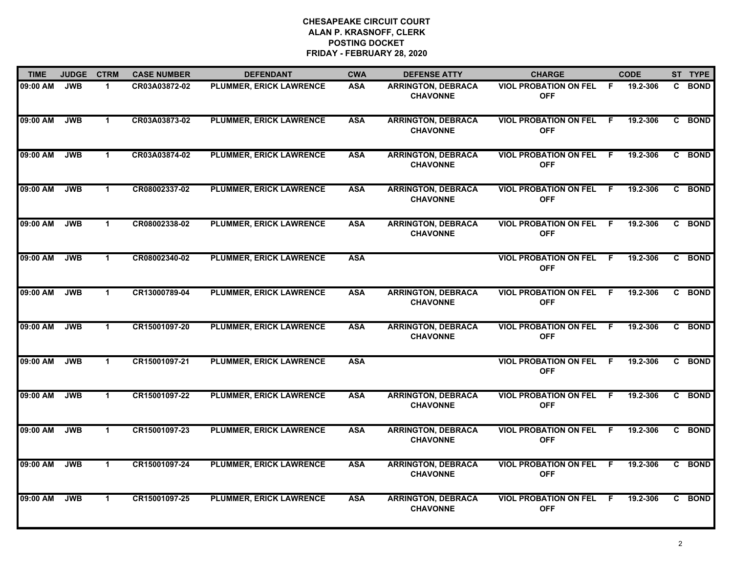# CHESAPEAKE CIRCUIT COURT
## ALAN P. KRASNOFF, CLERK
## POSTING DOCKET
## FRIDAY - FEBRUARY 28, 2020

| TIME | JUDGE | CTRM | CASE NUMBER | DEFENDANT | CWA | DEFENSE ATTY | CHARGE | | CODE | ST | TYPE |
|---|---|---|---|---|---|---|---|---|---|---|---|
| 09:00 AM | JWB | 1 | CR03A03872-02 | PLUMMER, ERICK LAWRENCE | ASA | ARRINGTON, DEBRACA CHAVONNE | VIOL PROBATION ON FEL OFF | F | 19.2-306 | C | BOND |
| 09:00 AM | JWB | 1 | CR03A03873-02 | PLUMMER, ERICK LAWRENCE | ASA | ARRINGTON, DEBRACA CHAVONNE | VIOL PROBATION ON FEL OFF | F | 19.2-306 | C | BOND |
| 09:00 AM | JWB | 1 | CR03A03874-02 | PLUMMER, ERICK LAWRENCE | ASA | ARRINGTON, DEBRACA CHAVONNE | VIOL PROBATION ON FEL OFF | F | 19.2-306 | C | BOND |
| 09:00 AM | JWB | 1 | CR08002337-02 | PLUMMER, ERICK LAWRENCE | ASA | ARRINGTON, DEBRACA CHAVONNE | VIOL PROBATION ON FEL OFF | F | 19.2-306 | C | BOND |
| 09:00 AM | JWB | 1 | CR08002338-02 | PLUMMER, ERICK LAWRENCE | ASA | ARRINGTON, DEBRACA CHAVONNE | VIOL PROBATION ON FEL OFF | F | 19.2-306 | C | BOND |
| 09:00 AM | JWB | 1 | CR08002340-02 | PLUMMER, ERICK LAWRENCE | ASA | | VIOL PROBATION ON FEL OFF | F | 19.2-306 | C | BOND |
| 09:00 AM | JWB | 1 | CR13000789-04 | PLUMMER, ERICK LAWRENCE | ASA | ARRINGTON, DEBRACA CHAVONNE | VIOL PROBATION ON FEL OFF | F | 19.2-306 | C | BOND |
| 09:00 AM | JWB | 1 | CR15001097-20 | PLUMMER, ERICK LAWRENCE | ASA | ARRINGTON, DEBRACA CHAVONNE | VIOL PROBATION ON FEL OFF | F | 19.2-306 | C | BOND |
| 09:00 AM | JWB | 1 | CR15001097-21 | PLUMMER, ERICK LAWRENCE | ASA | | VIOL PROBATION ON FEL OFF | F | 19.2-306 | C | BOND |
| 09:00 AM | JWB | 1 | CR15001097-22 | PLUMMER, ERICK LAWRENCE | ASA | ARRINGTON, DEBRACA CHAVONNE | VIOL PROBATION ON FEL OFF | F | 19.2-306 | C | BOND |
| 09:00 AM | JWB | 1 | CR15001097-23 | PLUMMER, ERICK LAWRENCE | ASA | ARRINGTON, DEBRACA CHAVONNE | VIOL PROBATION ON FEL OFF | F | 19.2-306 | C | BOND |
| 09:00 AM | JWB | 1 | CR15001097-24 | PLUMMER, ERICK LAWRENCE | ASA | ARRINGTON, DEBRACA CHAVONNE | VIOL PROBATION ON FEL OFF | F | 19.2-306 | C | BOND |
| 09:00 AM | JWB | 1 | CR15001097-25 | PLUMMER, ERICK LAWRENCE | ASA | ARRINGTON, DEBRACA CHAVONNE | VIOL PROBATION ON FEL OFF | F | 19.2-306 | C | BOND |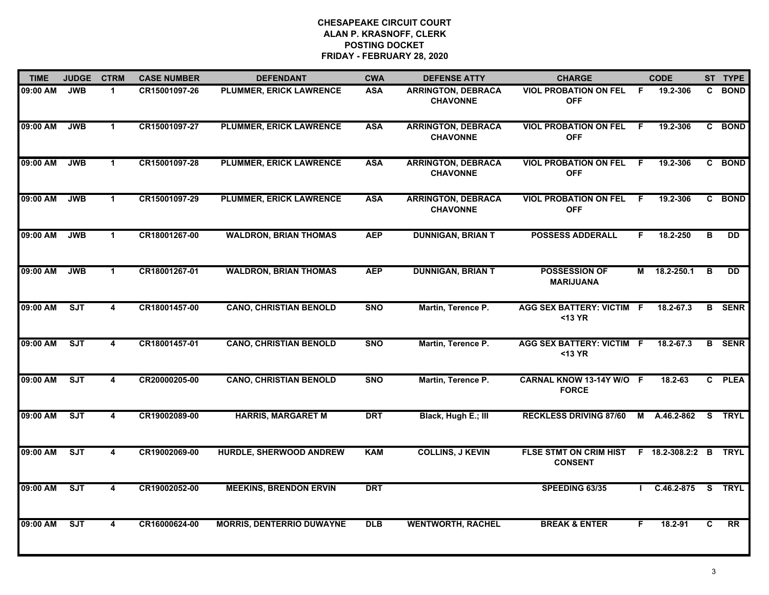**CHESAPEAKE CIRCUIT COURT**
**ALAN P. KRASNOFF, CLERK**
**POSTING DOCKET**
**FRIDAY - FEBRUARY 28, 2020**

| TIME | JUDGE | CTRM | CASE NUMBER | DEFENDANT | CWA | DEFENSE ATTY | CHARGE | | CODE | ST | TYPE |
|---|---|---|---|---|---|---|---|---|---|---|---|
| 09:00 AM | JWB | 1 | CR15001097-26 | PLUMMER, ERICK LAWRENCE | ASA | ARRINGTON, DEBRACA CHAVONNE | VIOL PROBATION ON FEL OFF | F | 19.2-306 | C | BOND |
| 09:00 AM | JWB | 1 | CR15001097-27 | PLUMMER, ERICK LAWRENCE | ASA | ARRINGTON, DEBRACA CHAVONNE | VIOL PROBATION ON FEL OFF | F | 19.2-306 | C | BOND |
| 09:00 AM | JWB | 1 | CR15001097-28 | PLUMMER, ERICK LAWRENCE | ASA | ARRINGTON, DEBRACA CHAVONNE | VIOL PROBATION ON FEL OFF | F | 19.2-306 | C | BOND |
| 09:00 AM | JWB | 1 | CR15001097-29 | PLUMMER, ERICK LAWRENCE | ASA | ARRINGTON, DEBRACA CHAVONNE | VIOL PROBATION ON FEL OFF | F | 19.2-306 | C | BOND |
| 09:00 AM | JWB | 1 | CR18001267-00 | WALDRON, BRIAN THOMAS | AEP | DUNNIGAN, BRIAN T | POSSESS ADDERALL | F | 18.2-250 | B | DD |
| 09:00 AM | JWB | 1 | CR18001267-01 | WALDRON, BRIAN THOMAS | AEP | DUNNIGAN, BRIAN T | POSSESSION OF MARIJUANA | M | 18.2-250.1 | B | DD |
| 09:00 AM | SJT | 4 | CR18001457-00 | CANO, CHRISTIAN BENOLD | SNO | Martin, Terence P. | AGG SEX BATTERY: VICTIM <13 YR | F | 18.2-67.3 | B | SENR |
| 09:00 AM | SJT | 4 | CR18001457-01 | CANO, CHRISTIAN BENOLD | SNO | Martin, Terence P. | AGG SEX BATTERY: VICTIM <13 YR | F | 18.2-67.3 | B | SENR |
| 09:00 AM | SJT | 4 | CR20000205-00 | CANO, CHRISTIAN BENOLD | SNO | Martin, Terence P. | CARNAL KNOW 13-14Y W/O FORCE | F | 18.2-63 | C | PLEA |
| 09:00 AM | SJT | 4 | CR19002089-00 | HARRIS, MARGARET M | DRT | Black, Hugh E.; III | RECKLESS DRIVING 87/60 | M | A.46.2-862 | S | TRYL |
| 09:00 AM | SJT | 4 | CR19002069-00 | HURDLE, SHERWOOD ANDREW | KAM | COLLINS, J KEVIN | FLSE STMT ON CRIM HIST CONSENT | F | 18.2-308.2:2 | B | TRYL |
| 09:00 AM | SJT | 4 | CR19002052-00 | MEEKINS, BRENDON ERVIN | DRT | | SPEEDING 63/35 | I | C.46.2-875 | S | TRYL |
| 09:00 AM | SJT | 4 | CR16000624-00 | MORRIS, DENTERRIO DUWAYNE | DLB | WENTWORTH, RACHEL | BREAK & ENTER | F | 18.2-91 | C | RR |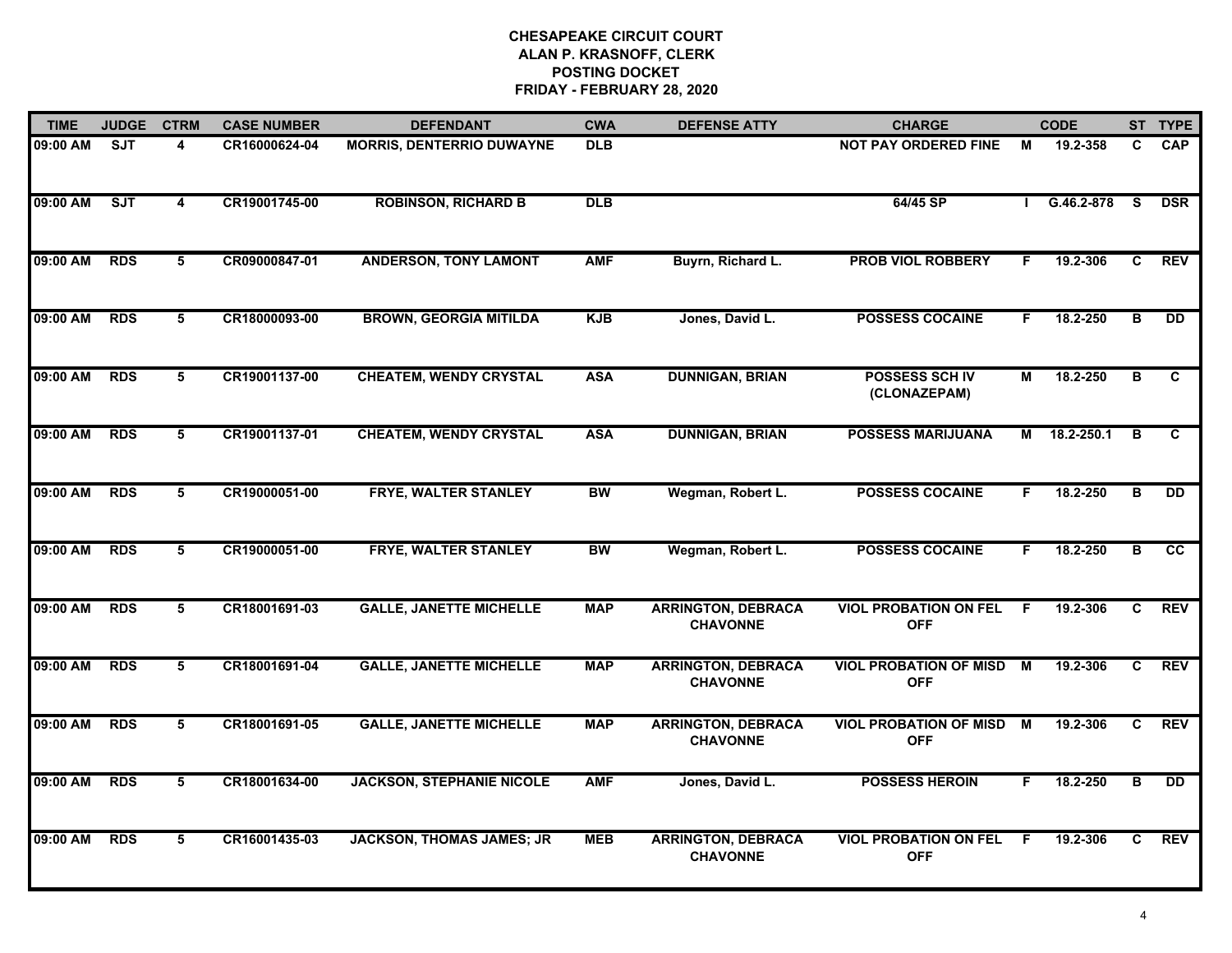**CHESAPEAKE CIRCUIT COURT**
**ALAN P. KRASNOFF, CLERK**
**POSTING DOCKET**
**FRIDAY - FEBRUARY 28, 2020**

| TIME | JUDGE | CTRM | CASE NUMBER | DEFENDANT | CWA | DEFENSE ATTY | CHARGE | | CODE | ST | TYPE |
|---|---|---|---|---|---|---|---|---|---|---|---|
| 09:00 AM | SJT | 4 | CR16000624-04 | MORRIS, DENTERRIO DUWAYNE | DLB | | NOT PAY ORDERED FINE | M | 19.2-358 | C | CAP |
| 09:00 AM | SJT | 4 | CR19001745-00 | ROBINSON, RICHARD B | DLB | | 64/45 SP | I | G.46.2-878 | S | DSR |
| 09:00 AM | RDS | 5 | CR09000847-01 | ANDERSON, TONY LAMONT | AMF | Buyrn, Richard L. | PROB VIOL ROBBERY | F | 19.2-306 | C | REV |
| 09:00 AM | RDS | 5 | CR18000093-00 | BROWN, GEORGIA MITILDA | KJB | Jones, David L. | POSSESS COCAINE | F | 18.2-250 | B | DD |
| 09:00 AM | RDS | 5 | CR19001137-00 | CHEATEM, WENDY CRYSTAL | ASA | DUNNIGAN, BRIAN | POSSESS SCH IV (CLONAZEPAM) | M | 18.2-250 | B | C |
| 09:00 AM | RDS | 5 | CR19001137-01 | CHEATEM, WENDY CRYSTAL | ASA | DUNNIGAN, BRIAN | POSSESS MARIJUANA | M | 18.2-250.1 | B | C |
| 09:00 AM | RDS | 5 | CR19000051-00 | FRYE, WALTER STANLEY | BW | Wegman, Robert L. | POSSESS COCAINE | F | 18.2-250 | B | DD |
| 09:00 AM | RDS | 5 | CR19000051-00 | FRYE, WALTER STANLEY | BW | Wegman, Robert L. | POSSESS COCAINE | F | 18.2-250 | B | CC |
| 09:00 AM | RDS | 5 | CR18001691-03 | GALLE, JANETTE MICHELLE | MAP | ARRINGTON, DEBRACA CHAVONNE | VIOL PROBATION ON FEL OFF | F | 19.2-306 | C | REV |
| 09:00 AM | RDS | 5 | CR18001691-04 | GALLE, JANETTE MICHELLE | MAP | ARRINGTON, DEBRACA CHAVONNE | VIOL PROBATION OF MISD OFF | M | 19.2-306 | C | REV |
| 09:00 AM | RDS | 5 | CR18001691-05 | GALLE, JANETTE MICHELLE | MAP | ARRINGTON, DEBRACA CHAVONNE | VIOL PROBATION OF MISD OFF | M | 19.2-306 | C | REV |
| 09:00 AM | RDS | 5 | CR18001634-00 | JACKSON, STEPHANIE NICOLE | AMF | Jones, David L. | POSSESS HEROIN | F | 18.2-250 | B | DD |
| 09:00 AM | RDS | 5 | CR16001435-03 | JACKSON, THOMAS JAMES; JR | MEB | ARRINGTON, DEBRACA CHAVONNE | VIOL PROBATION ON FEL OFF | F | 19.2-306 | C | REV |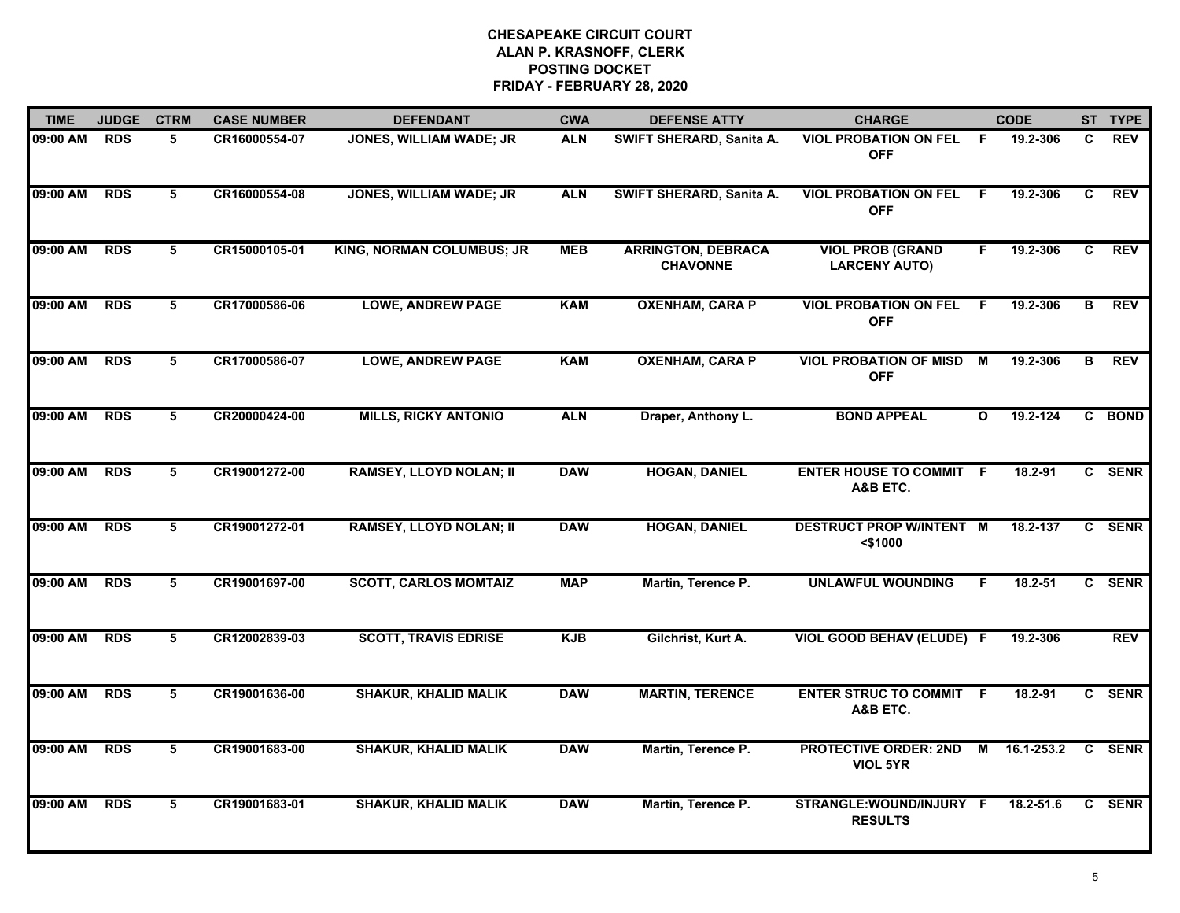# CHESAPEAKE CIRCUIT COURT
## ALAN P. KRASNOFF, CLERK
## POSTING DOCKET
## FRIDAY - FEBRUARY 28, 2020

| TIME | JUDGE | CTRM | CASE NUMBER | DEFENDANT | CWA | DEFENSE ATTY | CHARGE | | CODE | ST | TYPE |
|---|---|---|---|---|---|---|---|---|---|---|---|
| 09:00 AM | RDS | 5 | CR16000554-07 | JONES, WILLIAM WADE; JR | ALN | SWIFT SHERARD, Sanita A. | VIOL PROBATION ON FEL OFF | F | 19.2-306 | C | REV |
| 09:00 AM | RDS | 5 | CR16000554-08 | JONES, WILLIAM WADE; JR | ALN | SWIFT SHERARD, Sanita A. | VIOL PROBATION ON FEL OFF | F | 19.2-306 | C | REV |
| 09:00 AM | RDS | 5 | CR15000105-01 | KING, NORMAN COLUMBUS; JR | MEB | ARRINGTON, DEBRACA CHAVONNE | VIOL PROB (GRAND LARCENY AUTO) | F | 19.2-306 | C | REV |
| 09:00 AM | RDS | 5 | CR17000586-06 | LOWE, ANDREW PAGE | KAM | OXENHAM, CARA P | VIOL PROBATION ON FEL OFF | F | 19.2-306 | B | REV |
| 09:00 AM | RDS | 5 | CR17000586-07 | LOWE, ANDREW PAGE | KAM | OXENHAM, CARA P | VIOL PROBATION OF MISD OFF | M | 19.2-306 | B | REV |
| 09:00 AM | RDS | 5 | CR20000424-00 | MILLS, RICKY ANTONIO | ALN | Draper, Anthony L. | BOND APPEAL | O | 19.2-124 | C | BOND |
| 09:00 AM | RDS | 5 | CR19001272-00 | RAMSEY, LLOYD NOLAN; II | DAW | HOGAN, DANIEL | ENTER HOUSE TO COMMIT A&B ETC. | F | 18.2-91 | C | SENR |
| 09:00 AM | RDS | 5 | CR19001272-01 | RAMSEY, LLOYD NOLAN; II | DAW | HOGAN, DANIEL | DESTRUCT PROP W/INTENT <$1000 | M | 18.2-137 | C | SENR |
| 09:00 AM | RDS | 5 | CR19001697-00 | SCOTT, CARLOS MOMTAIZ | MAP | Martin, Terence P. | UNLAWFUL WOUNDING | F | 18.2-51 | C | SENR |
| 09:00 AM | RDS | 5 | CR12002839-03 | SCOTT, TRAVIS EDRISE | KJB | Gilchrist, Kurt A. | VIOL GOOD BEHAV (ELUDE) | F | 19.2-306 | | REV |
| 09:00 AM | RDS | 5 | CR19001636-00 | SHAKUR, KHALID MALIK | DAW | MARTIN, TERENCE | ENTER STRUC TO COMMIT A&B ETC. | F | 18.2-91 | C | SENR |
| 09:00 AM | RDS | 5 | CR19001683-00 | SHAKUR, KHALID MALIK | DAW | Martin, Terence P. | PROTECTIVE ORDER: 2ND VIOL 5YR | M | 16.1-253.2 | C | SENR |
| 09:00 AM | RDS | 5 | CR19001683-01 | SHAKUR, KHALID MALIK | DAW | Martin, Terence P. | STRANGLE:WOUND/INJURY RESULTS | F | 18.2-51.6 | C | SENR |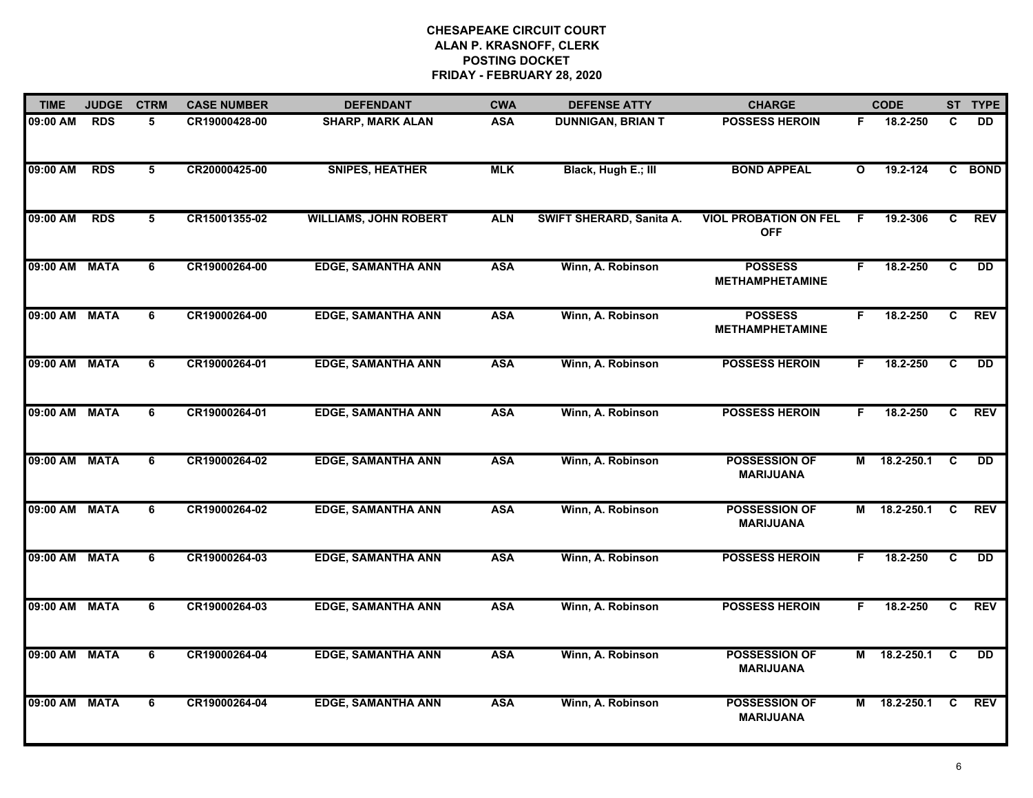# CHESAPEAKE CIRCUIT COURT
## ALAN P. KRASNOFF, CLERK
## POSTING DOCKET
## FRIDAY - FEBRUARY 28, 2020

| TIME | JUDGE | CTRM | CASE NUMBER | DEFENDANT | CWA | DEFENSE ATTY | CHARGE | | CODE | ST | TYPE |
|---|---|---|---|---|---|---|---|---|---|---|---|
| 09:00 AM | RDS | 5 | CR19000428-00 | SHARP, MARK ALAN | ASA | DUNNIGAN, BRIAN T | POSSESS HEROIN | F | 18.2-250 | C | DD |
| 09:00 AM | RDS | 5 | CR20000425-00 | SNIPES, HEATHER | MLK | Black, Hugh E.; III | BOND APPEAL | O | 19.2-124 | C | BOND |
| 09:00 AM | RDS | 5 | CR15001355-02 | WILLIAMS, JOHN ROBERT | ALN | SWIFT SHERARD, Sanita A. | VIOL PROBATION ON FEL OFF | F | 19.2-306 | C | REV |
| 09:00 AM | MATA | 6 | CR19000264-00 | EDGE, SAMANTHA ANN | ASA | Winn, A. Robinson | POSSESS METHAMPHETAMINE | F | 18.2-250 | C | DD |
| 09:00 AM | MATA | 6 | CR19000264-00 | EDGE, SAMANTHA ANN | ASA | Winn, A. Robinson | POSSESS METHAMPHETAMINE | F | 18.2-250 | C | REV |
| 09:00 AM | MATA | 6 | CR19000264-01 | EDGE, SAMANTHA ANN | ASA | Winn, A. Robinson | POSSESS HEROIN | F | 18.2-250 | C | DD |
| 09:00 AM | MATA | 6 | CR19000264-01 | EDGE, SAMANTHA ANN | ASA | Winn, A. Robinson | POSSESS HEROIN | F | 18.2-250 | C | REV |
| 09:00 AM | MATA | 6 | CR19000264-02 | EDGE, SAMANTHA ANN | ASA | Winn, A. Robinson | POSSESSION OF MARIJUANA | M | 18.2-250.1 | C | DD |
| 09:00 AM | MATA | 6 | CR19000264-02 | EDGE, SAMANTHA ANN | ASA | Winn, A. Robinson | POSSESSION OF MARIJUANA | M | 18.2-250.1 | C | REV |
| 09:00 AM | MATA | 6 | CR19000264-03 | EDGE, SAMANTHA ANN | ASA | Winn, A. Robinson | POSSESS HEROIN | F | 18.2-250 | C | DD |
| 09:00 AM | MATA | 6 | CR19000264-03 | EDGE, SAMANTHA ANN | ASA | Winn, A. Robinson | POSSESS HEROIN | F | 18.2-250 | C | REV |
| 09:00 AM | MATA | 6 | CR19000264-04 | EDGE, SAMANTHA ANN | ASA | Winn, A. Robinson | POSSESSION OF MARIJUANA | M | 18.2-250.1 | C | DD |
| 09:00 AM | MATA | 6 | CR19000264-04 | EDGE, SAMANTHA ANN | ASA | Winn, A. Robinson | POSSESSION OF MARIJUANA | M | 18.2-250.1 | C | REV |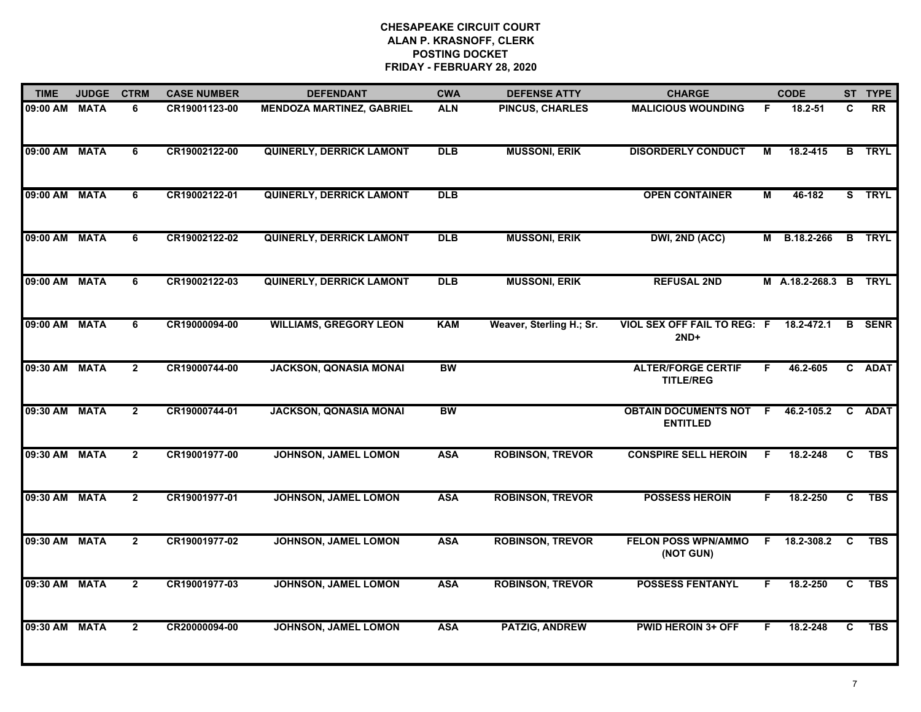# CHESAPEAKE CIRCUIT COURT
## ALAN P. KRASNOFF, CLERK
## POSTING DOCKET
## FRIDAY - FEBRUARY 28, 2020

| TIME | JUDGE | CTRM | CASE NUMBER | DEFENDANT | CWA | DEFENSE ATTY | CHARGE | | CODE | ST | TYPE |
|---|---|---|---|---|---|---|---|---|---|---|---|
| 09:00 AM | MATA | 6 | CR19001123-00 | MENDOZA MARTINEZ, GABRIEL | ALN | PINCUS, CHARLES | MALICIOUS WOUNDING | F | 18.2-51 | C | RR |
| 09:00 AM | MATA | 6 | CR19002122-00 | QUINERLY, DERRICK LAMONT | DLB | MUSSONI, ERIK | DISORDERLY CONDUCT | M | 18.2-415 | B | TRYL |
| 09:00 AM | MATA | 6 | CR19002122-01 | QUINERLY, DERRICK LAMONT | DLB | | OPEN CONTAINER | M | 46-182 | S | TRYL |
| 09:00 AM | MATA | 6 | CR19002122-02 | QUINERLY, DERRICK LAMONT | DLB | MUSSONI, ERIK | DWI, 2ND (ACC) | M | B.18.2-266 | B | TRYL |
| 09:00 AM | MATA | 6 | CR19002122-03 | QUINERLY, DERRICK LAMONT | DLB | MUSSONI, ERIK | REFUSAL 2ND | M | A.18.2-268.3 | B | TRYL |
| 09:00 AM | MATA | 6 | CR19000094-00 | WILLIAMS, GREGORY LEON | KAM | Weaver, Sterling H.; Sr. | VIOL SEX OFF FAIL TO REG: 2ND+ | F | 18.2-472.1 | B | SENR |
| 09:30 AM | MATA | 2 | CR19000744-00 | JACKSON, QONASIA MONAI | BW | | ALTER/FORGE CERTIF TITLE/REG | F | 46.2-605 | C | ADAT |
| 09:30 AM | MATA | 2 | CR19000744-01 | JACKSON, QONASIA MONAI | BW | | OBTAIN DOCUMENTS NOT ENTITLED | F | 46.2-105.2 | C | ADAT |
| 09:30 AM | MATA | 2 | CR19001977-00 | JOHNSON, JAMEL LOMON | ASA | ROBINSON, TREVOR | CONSPIRE SELL HEROIN | F | 18.2-248 | C | TBS |
| 09:30 AM | MATA | 2 | CR19001977-01 | JOHNSON, JAMEL LOMON | ASA | ROBINSON, TREVOR | POSSESS HEROIN | F | 18.2-250 | C | TBS |
| 09:30 AM | MATA | 2 | CR19001977-02 | JOHNSON, JAMEL LOMON | ASA | ROBINSON, TREVOR | FELON POSS WPN/AMMO (NOT GUN) | F | 18.2-308.2 | C | TBS |
| 09:30 AM | MATA | 2 | CR19001977-03 | JOHNSON, JAMEL LOMON | ASA | ROBINSON, TREVOR | POSSESS FENTANYL | F | 18.2-250 | C | TBS |
| 09:30 AM | MATA | 2 | CR20000094-00 | JOHNSON, JAMEL LOMON | ASA | PATZIG, ANDREW | PWID HEROIN 3+ OFF | F | 18.2-248 | C | TBS |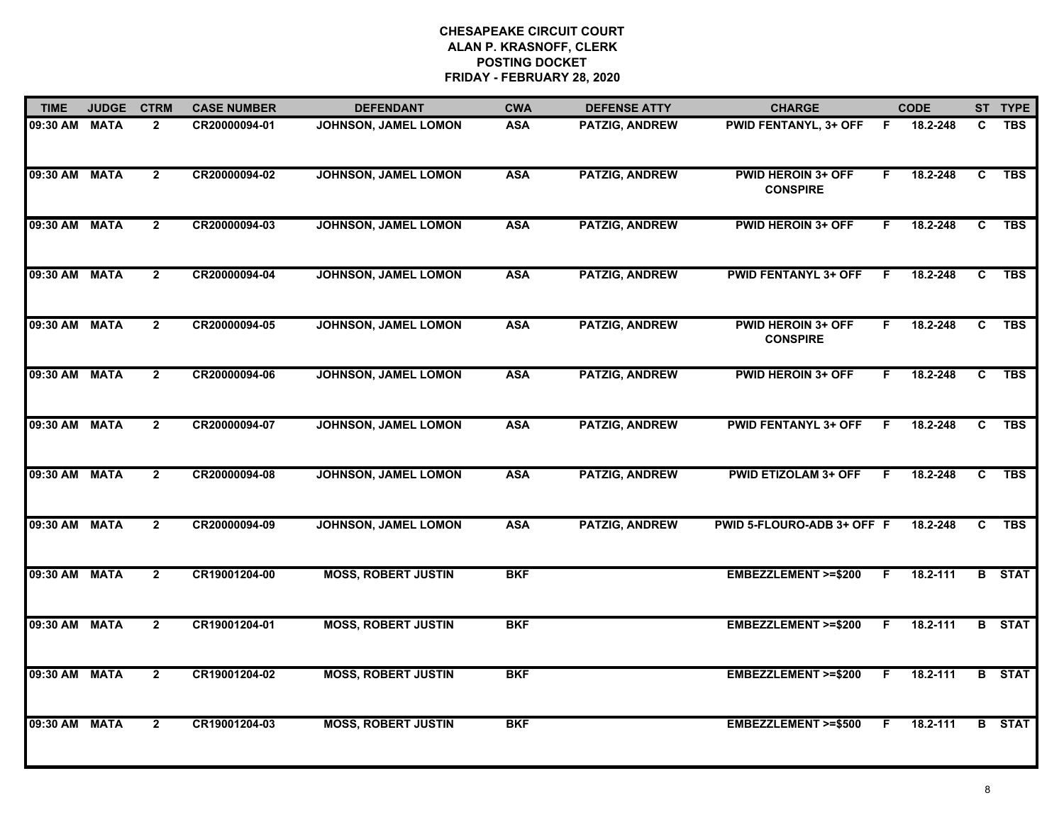**CHESAPEAKE CIRCUIT COURT**
**ALAN P. KRASNOFF, CLERK**
**POSTING DOCKET**
**FRIDAY - FEBRUARY 28, 2020**

| TIME | JUDGE | CTRM | CASE NUMBER | DEFENDANT | CWA | DEFENSE ATTY | CHARGE | | CODE | ST | TYPE |
|---|---|---|---|---|---|---|---|---|---|---|---|
| 09:30 AM | MATA | 2 | CR20000094-01 | JOHNSON, JAMEL LOMON | ASA | PATZIG, ANDREW | PWID FENTANYL, 3+ OFF | F | 18.2-248 | C | TBS |
| 09:30 AM | MATA | 2 | CR20000094-02 | JOHNSON, JAMEL LOMON | ASA | PATZIG, ANDREW | PWID HEROIN 3+ OFF CONSPIRE | F | 18.2-248 | C | TBS |
| 09:30 AM | MATA | 2 | CR20000094-03 | JOHNSON, JAMEL LOMON | ASA | PATZIG, ANDREW | PWID HEROIN 3+ OFF | F | 18.2-248 | C | TBS |
| 09:30 AM | MATA | 2 | CR20000094-04 | JOHNSON, JAMEL LOMON | ASA | PATZIG, ANDREW | PWID FENTANYL 3+ OFF | F | 18.2-248 | C | TBS |
| 09:30 AM | MATA | 2 | CR20000094-05 | JOHNSON, JAMEL LOMON | ASA | PATZIG, ANDREW | PWID HEROIN 3+ OFF CONSPIRE | F | 18.2-248 | C | TBS |
| 09:30 AM | MATA | 2 | CR20000094-06 | JOHNSON, JAMEL LOMON | ASA | PATZIG, ANDREW | PWID HEROIN 3+ OFF | F | 18.2-248 | C | TBS |
| 09:30 AM | MATA | 2 | CR20000094-07 | JOHNSON, JAMEL LOMON | ASA | PATZIG, ANDREW | PWID FENTANYL 3+ OFF | F | 18.2-248 | C | TBS |
| 09:30 AM | MATA | 2 | CR20000094-08 | JOHNSON, JAMEL LOMON | ASA | PATZIG, ANDREW | PWID ETIZOLAM 3+ OFF | F | 18.2-248 | C | TBS |
| 09:30 AM | MATA | 2 | CR20000094-09 | JOHNSON, JAMEL LOMON | ASA | PATZIG, ANDREW | PWID 5-FLOURO-ADB 3+ OFF | F | 18.2-248 | C | TBS |
| 09:30 AM | MATA | 2 | CR19001204-00 | MOSS, ROBERT JUSTIN | BKF | | EMBEZZLEMENT >=$200 | F | 18.2-111 | B | STAT |
| 09:30 AM | MATA | 2 | CR19001204-01 | MOSS, ROBERT JUSTIN | BKF | | EMBEZZLEMENT >=$200 | F | 18.2-111 | B | STAT |
| 09:30 AM | MATA | 2 | CR19001204-02 | MOSS, ROBERT JUSTIN | BKF | | EMBEZZLEMENT >=$200 | F | 18.2-111 | B | STAT |
| 09:30 AM | MATA | 2 | CR19001204-03 | MOSS, ROBERT JUSTIN | BKF | | EMBEZZLEMENT >=$500 | F | 18.2-111 | B | STAT |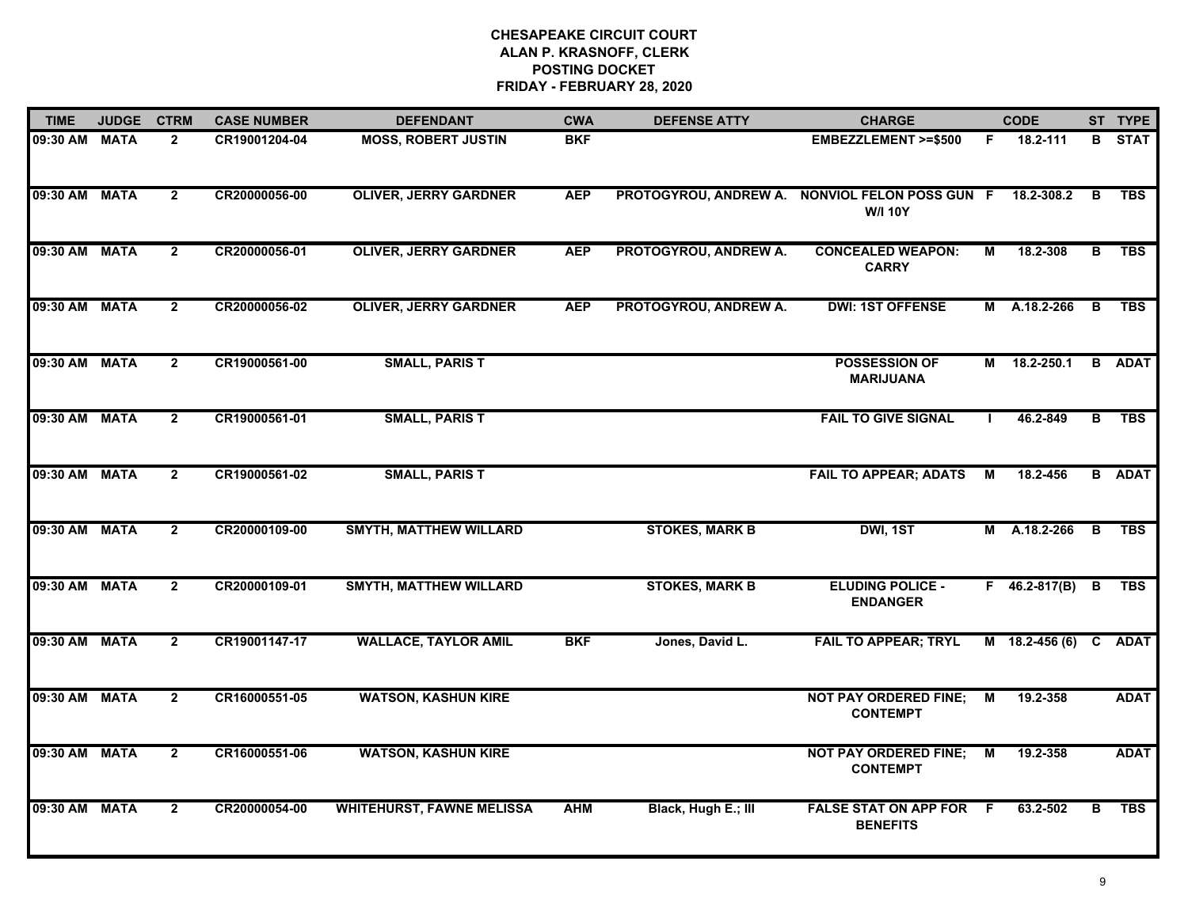# CHESAPEAKE CIRCUIT COURT
## ALAN P. KRASNOFF, CLERK
## POSTING DOCKET
## FRIDAY - FEBRUARY 28, 2020

| TIME | JUDGE | CTRM | CASE NUMBER | DEFENDANT | CWA | DEFENSE ATTY | CHARGE | | CODE | ST | TYPE |
|---|---|---|---|---|---|---|---|---|---|---|---|
| 09:30 AM | MATA | 2 | CR19001204-04 | MOSS, ROBERT JUSTIN | BKF | | EMBEZZLEMENT >=$500 | F | 18.2-111 | B | STAT |
| 09:30 AM | MATA | 2 | CR20000056-00 | OLIVER, JERRY GARDNER | AEP | PROTOGYROU, ANDREW A. | NONVIOL FELON POSS GUN W/I 10Y | F | 18.2-308.2 | B | TBS |
| 09:30 AM | MATA | 2 | CR20000056-01 | OLIVER, JERRY GARDNER | AEP | PROTOGYROU, ANDREW A. | CONCEALED WEAPON: CARRY | M | 18.2-308 | B | TBS |
| 09:30 AM | MATA | 2 | CR20000056-02 | OLIVER, JERRY GARDNER | AEP | PROTOGYROU, ANDREW A. | DWI: 1ST OFFENSE | M | A.18.2-266 | B | TBS |
| 09:30 AM | MATA | 2 | CR19000561-00 | SMALL, PARIS T | | | POSSESSION OF MARIJUANA | M | 18.2-250.1 | B | ADAT |
| 09:30 AM | MATA | 2 | CR19000561-01 | SMALL, PARIS T | | | FAIL TO GIVE SIGNAL | I | 46.2-849 | B | TBS |
| 09:30 AM | MATA | 2 | CR19000561-02 | SMALL, PARIS T | | | FAIL TO APPEAR; ADATS | M | 18.2-456 | B | ADAT |
| 09:30 AM | MATA | 2 | CR20000109-00 | SMYTH, MATTHEW WILLARD | | STOKES, MARK B | DWI, 1ST | M | A.18.2-266 | B | TBS |
| 09:30 AM | MATA | 2 | CR20000109-01 | SMYTH, MATTHEW WILLARD | | STOKES, MARK B | ELUDING POLICE - ENDANGER | F | 46.2-817(B) | B | TBS |
| 09:30 AM | MATA | 2 | CR19001147-17 | WALLACE, TAYLOR AMIL | BKF | Jones, David L. | FAIL TO APPEAR; TRYL | M | 18.2-456 (6) | C | ADAT |
| 09:30 AM | MATA | 2 | CR16000551-05 | WATSON, KASHUN KIRE | | | NOT PAY ORDERED FINE; CONTEMPT | M | 19.2-358 | | ADAT |
| 09:30 AM | MATA | 2 | CR16000551-06 | WATSON, KASHUN KIRE | | | NOT PAY ORDERED FINE; CONTEMPT | M | 19.2-358 | | ADAT |
| 09:30 AM | MATA | 2 | CR20000054-00 | WHITEHURST, FAWNE MELISSA | AHM | Black, Hugh E.; III | FALSE STAT ON APP FOR BENEFITS | F | 63.2-502 | B | TBS |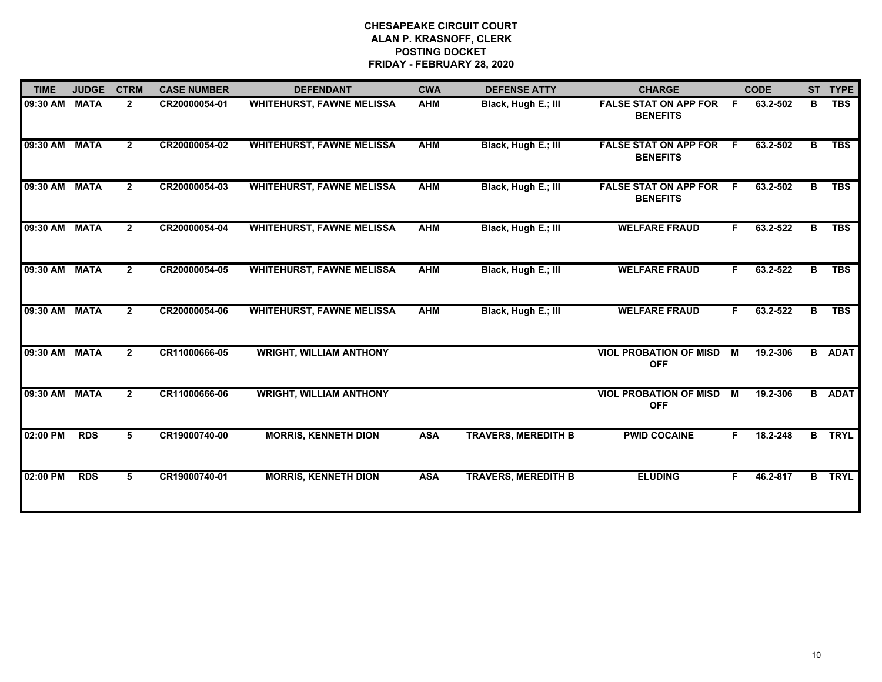**CHESAPEAKE CIRCUIT COURT**
**ALAN P. KRASNOFF, CLERK**
**POSTING DOCKET**
**FRIDAY - FEBRUARY 28, 2020**

| TIME | JUDGE | CTRM | CASE NUMBER | DEFENDANT | CWA | DEFENSE ATTY | CHARGE | | CODE | ST | TYPE |
|---|---|---|---|---|---|---|---|---|---|---|---|
| 09:30 AM | MATA | 2 | CR20000054-01 | WHITEHURST, FAWNE MELISSA | AHM | Black, Hugh E.; III | FALSE STAT ON APP FOR BENEFITS | F | 63.2-502 | B | TBS |
| 09:30 AM | MATA | 2 | CR20000054-02 | WHITEHURST, FAWNE MELISSA | AHM | Black, Hugh E.; III | FALSE STAT ON APP FOR BENEFITS | F | 63.2-502 | B | TBS |
| 09:30 AM | MATA | 2 | CR20000054-03 | WHITEHURST, FAWNE MELISSA | AHM | Black, Hugh E.; III | FALSE STAT ON APP FOR BENEFITS | F | 63.2-502 | B | TBS |
| 09:30 AM | MATA | 2 | CR20000054-04 | WHITEHURST, FAWNE MELISSA | AHM | Black, Hugh E.; III | WELFARE FRAUD | F | 63.2-522 | B | TBS |
| 09:30 AM | MATA | 2 | CR20000054-05 | WHITEHURST, FAWNE MELISSA | AHM | Black, Hugh E.; III | WELFARE FRAUD | F | 63.2-522 | B | TBS |
| 09:30 AM | MATA | 2 | CR20000054-06 | WHITEHURST, FAWNE MELISSA | AHM | Black, Hugh E.; III | WELFARE FRAUD | F | 63.2-522 | B | TBS |
| 09:30 AM | MATA | 2 | CR11000666-05 | WRIGHT, WILLIAM ANTHONY | | | VIOL PROBATION OF MISD OFF | M | 19.2-306 | B | ADAT |
| 09:30 AM | MATA | 2 | CR11000666-06 | WRIGHT, WILLIAM ANTHONY | | | VIOL PROBATION OF MISD OFF | M | 19.2-306 | B | ADAT |
| 02:00 PM | RDS | 5 | CR19000740-00 | MORRIS, KENNETH DION | ASA | TRAVERS, MEREDITH B | PWID COCAINE | F | 18.2-248 | B | TRYL |
| 02:00 PM | RDS | 5 | CR19000740-01 | MORRIS, KENNETH DION | ASA | TRAVERS, MEREDITH B | ELUDING | F | 46.2-817 | B | TRYL |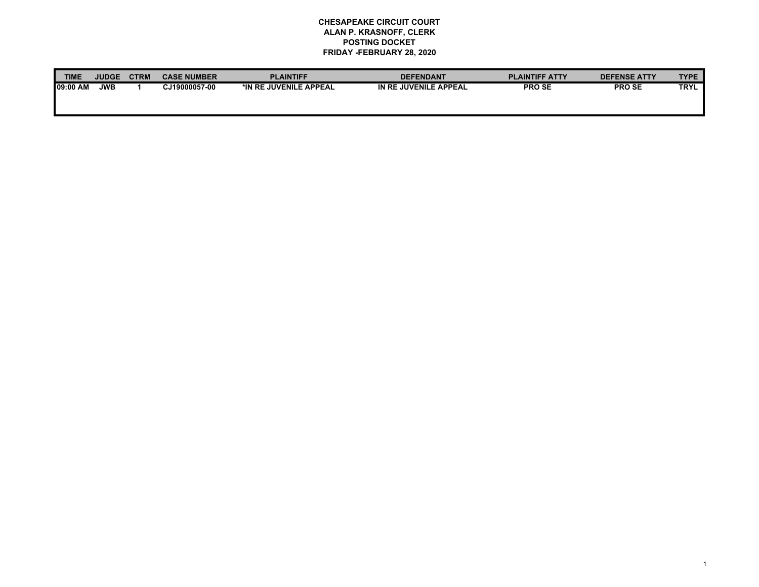**CHESAPEAKE CIRCUIT COURT**
**ALAN P. KRASNOFF, CLERK**
**POSTING DOCKET**
**FRIDAY -FEBRUARY 28, 2020**

| TIME | JUDGE | CTRM | CASE NUMBER | PLAINTIFF | DEFENDANT | PLAINTIFF ATTY | DEFENSE ATTY | TYPE |
|---|---|---|---|---|---|---|---|---|
| 09:00 AM | JWB | 1 | CJ19000057-00 | *IN RE JUVENILE APPEAL | IN RE JUVENILE APPEAL | PRO SE | PRO SE | TRYL |